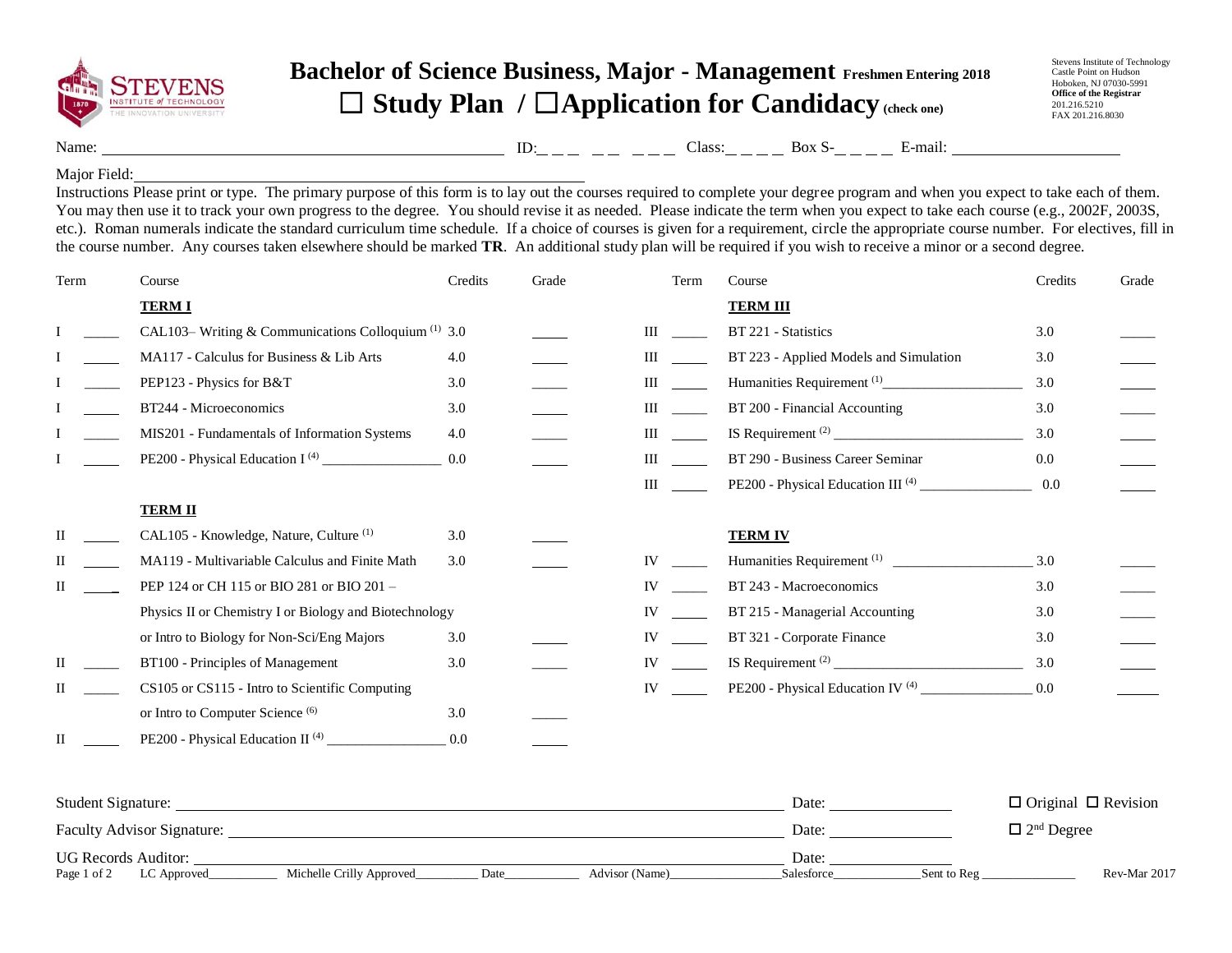# Bachelor of Science Business, Major - Management Freshmen Entering 2018

## ☐ Study Plan / ☐ Application for Candidacy (check one)

Stevens Institute of Technology
Castle Point on Hudson
Hoboken, NJ 07030-5991
**Office of the Registrar**
201.216.5210
FAX 201.216.8030

Name: ______________________ ID:_ _ _ _ _ _ _ _ Class:_ _ _ _ Box S-_ _ _ _ E-mail: ______________

Major Field: ______________________

Instructions Please print or type. The primary purpose of this form is to lay out the courses required to complete your degree program and when you expect to take each of them. You may then use it to track your own progress to the degree. You should revise it as needed. Please indicate the term when you expect to take each course (e.g., 2002F, 2003S, etc.). Roman numerals indicate the standard curriculum time schedule. If a choice of courses is given for a requirement, circle the appropriate course number. For electives, fill in the course number. Any courses taken elsewhere should be marked **TR**. An additional study plan will be required if you wish to receive a minor or a second degree.

| Term | | Course | Credits | Grade |
|---|---|---|---|---|
| | | **TERM I** | | |
| I | _____ | CAL103– Writing & Communications Colloquium [1] | 3.0 | _____ |
| I | _____ | MA117 - Calculus for Business & Lib Arts | 4.0 | _____ |
| I | _____ | PEP123 - Physics for B&T | 3.0 | _____ |
| I | _____ | BT244 - Microeconomics | 3.0 | _____ |
| I | _____ | MIS201 - Fundamentals of Information Systems | 4.0 | _____ |
| I | _____ | PE200 - Physical Education I [4] ________________ | 0.0 | _____ |
| | | **TERM II** | | |
| II | _____ | CAL105 - Knowledge, Nature, Culture [1] | 3.0 | _____ |
| II | _____ | MA119 - Multivariable Calculus and Finite Math | 3.0 | _____ |
| II | _____ | PEP 124 or CH 115 or BIO 281 or BIO 201 – Physics II or Chemistry I or Biology and Biotechnology or Intro to Biology for Non-Sci/Eng Majors | 3.0 | _____ |
| II | _____ | BT100 - Principles of Management | 3.0 | _____ |
| II | _____ | CS105 or CS115 - Intro to Scientific Computing or Intro to Computer Science [6] | 3.0 | _____ |
| II | _____ | PE200 - Physical Education II [4] ________________ | 0.0 | _____ |
| | | **TERM III** | | |
| III | _____ | BT 221 - Statistics | 3.0 | _____ |
| III | _____ | BT 223 - Applied Models and Simulation | 3.0 | _____ |
| III | _____ | Humanities Requirement [1] ___________________ | 3.0 | _____ |
| III | _____ | BT 200 - Financial Accounting | 3.0 | _____ |
| III | _____ | IS Requirement [2] __________________________ | 3.0 | _____ |
| III | _____ | BT 290 - Business Career Seminar | 0.0 | _____ |
| III | _____ | PE200 - Physical Education III [4] _______________ | 0.0 | _____ |
| | | **TERM IV** | | |
| IV | _____ | Humanities Requirement [1] ___________________ | 3.0 | _____ |
| IV | _____ | BT 243 - Macroeconomics | 3.0 | _____ |
| IV | _____ | BT 215 - Managerial Accounting | 3.0 | _____ |
| IV | _____ | BT 321 - Corporate Finance | 3.0 | _____ |
| IV | _____ | IS Requirement [2] __________________________ | 3.0 | _____ |
| IV | _____ | PE200 - Physical Education IV [4] _______________ | 0.0 | _____ |

Student Signature: __________________________ Date: __________ ☐ Original ☐ Revision

Faculty Advisor Signature: __________________________ Date: __________ ☐ 2nd Degree

UG Records Auditor: __________________________ Date: __________

LC Approved__________ Michelle Crilly Approved_________ Date___________ Advisor (Name)________________ Salesforce_____________ Sent to Reg ______________ Rev-Mar 2017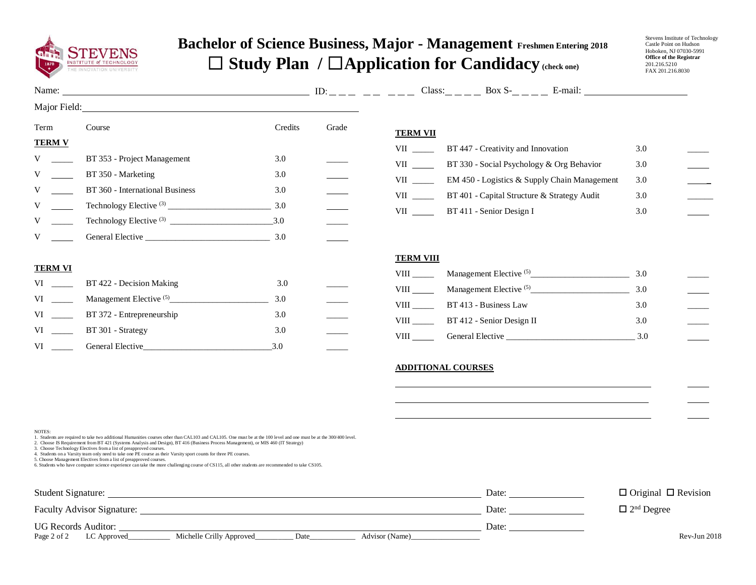# Bachelor of Science Business, Major - Management Freshmen Entering 2018

## ☐ Study Plan / ☐ Application for Candidacy (check one)

Stevens Institute of Technology
Castle Point on Hudson
Hoboken, NJ 07030-5991
**Office of the Registrar**
201.216.5210
FAX 201.216.8030

Name: ______________________ ID: _ _ _ _ _ _ _ _ Class: _ _ _ _ Box S-_ _ _ _ E-mail: ______________

Major Field: ______________________

### TERM V

| Term | | Course | Credits | Grade |
|---|---|---|---|---|
| V | _____ | BT 353 - Project Management | 3.0 | _____ |
| V | _____ | BT 350 - Marketing | 3.0 | _____ |
| V | _____ | BT 360 - International Business | 3.0 | _____ |
| V | _____ | Technology Elective (3) ______________ | 3.0 | _____ |
| V | _____ | Technology Elective (3) ______________ | 3.0 | _____ |
| V | _____ | General Elective ______________ | 3.0 | _____ |

### TERM VI

| Term | | Course | Credits | Grade |
|---|---|---|---|---|
| VI | _____ | BT 422 - Decision Making | 3.0 | _____ |
| VI | _____ | Management Elective (5) ______________ | 3.0 | _____ |
| VI | _____ | BT 372 - Entrepreneurship | 3.0 | _____ |
| VI | _____ | BT 301 - Strategy | 3.0 | _____ |
| VI | _____ | General Elective ______________ | 3.0 | _____ |

### TERM VII

| Term | | Course | Credits | Grade |
|---|---|---|---|---|
| VII | _____ | BT 447 - Creativity and Innovation | 3.0 | _____ |
| VII | _____ | BT 330 - Social Psychology & Org Behavior | 3.0 | _____ |
| VII | _____ | EM 450 - Logistics & Supply Chain Management | 3.0 | _____ |
| VII | _____ | BT 401 - Capital Structure & Strategy Audit | 3.0 | _____ |
| VII | _____ | BT 411 - Senior Design I | 3.0 | _____ |

### TERM VIII

| Term | | Course | Credits | Grade |
|---|---|---|---|---|
| VIII | _____ | Management Elective (5) ______________ | 3.0 | _____ |
| VIII | _____ | Management Elective (5) ______________ | 3.0 | _____ |
| VIII | _____ | BT 413 - Business Law | 3.0 | _____ |
| VIII | _____ | BT 412 - Senior Design II | 3.0 | _____ |
| VIII | _____ | General Elective ______________ | 3.0 | _____ |

### ADDITIONAL COURSES

______________________________ _____

______________________________ _____

______________________________ _____

NOTES:
1. Students are required to take two additional Humanities courses other than CAL103 and CAL105. One must be at the 100 level and one must be at the 300/400 level.
2. Choose IS Requirement from BT 421 (Systems Analysis and Design), BT 416 (Business Process Management), or MIS 460 (IT Strategy)
3. Choose Technology Electives from a list of preapproved courses.
4. Students on a Varsity team only need to take one PE course as their Varsity sport counts for three PE courses.
5. Choose Management Electives from a list of preapproved courses.
6. Students who have computer science experience can take the more challenging course of CS115, all other students are recommended to take CS105.

Student Signature: ______________________ Date: __________ ☐ Original ☐ Revision

Faculty Advisor Signature: ______________________ Date: __________ ☐ 2nd Degree

UG Records Auditor: ______________________ Date: __________

LC Approved__________ Michelle Crilly Approved__________ Date__________ Advisor (Name)__________

Rev-Jun 2018